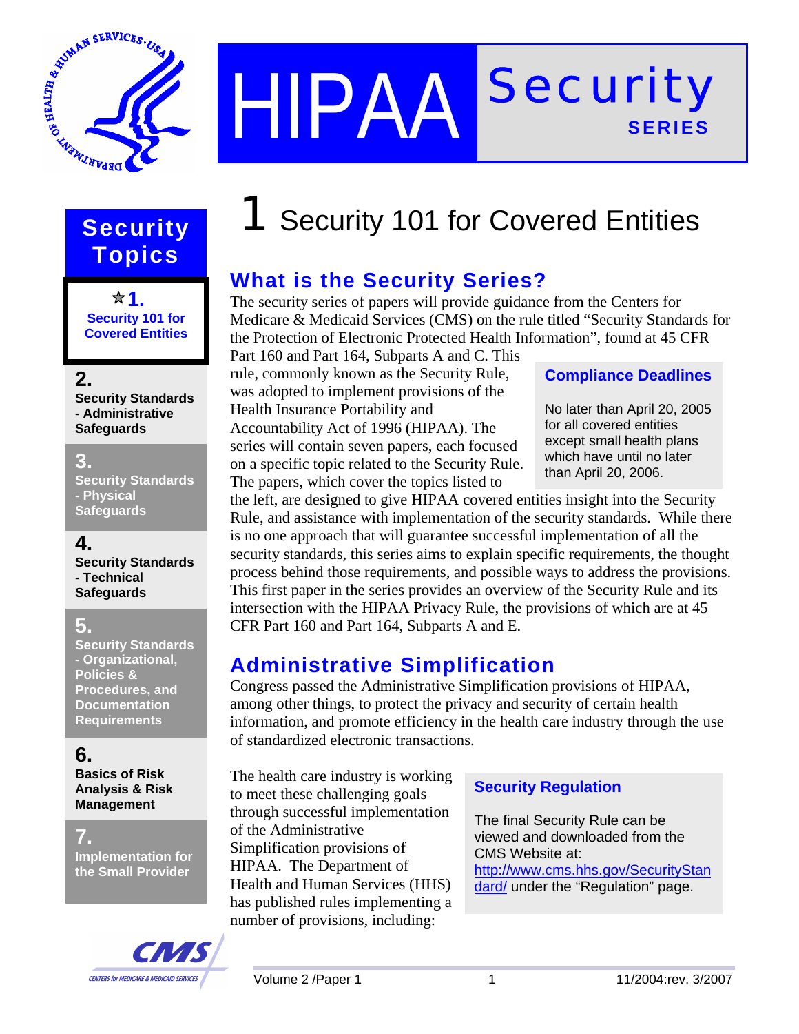# HIPAA Security SERIES

## Security Topics

**1. Security 101 for Covered Entities**

**2. Security Standards - Administrative Safeguards**

**3. Security Standards - Physical Safeguards**

**4. Security Standards - Technical Safeguards**

**5. Security Standards - Organizational, Policies & Procedures, and Documentation Requirements**

**6. Basics of Risk Analysis & Risk Management**

**7. Implementation for the Small Provider**

# 1 Security 101 for Covered Entities

## What is the Security Series?

The security series of papers will provide guidance from the Centers for Medicare & Medicaid Services (CMS) on the rule titled "Security Standards for the Protection of Electronic Protected Health Information", found at 45 CFR Part 160 and Part 164, Subparts A and C. This rule, commonly known as the Security Rule, was adopted to implement provisions of the Health Insurance Portability and Accountability Act of 1996 (HIPAA). The series will contain seven papers, each focused on a specific topic related to the Security Rule. The papers, which cover the topics listed to the left, are designed to give HIPAA covered entities insight into the Security Rule, and assistance with implementation of the security standards. While there is no one approach that will guarantee successful implementation of all the security standards, this series aims to explain specific requirements, the thought process behind those requirements, and possible ways to address the provisions. This first paper in the series provides an overview of the Security Rule and its intersection with the HIPAA Privacy Rule, the provisions of which are at 45 CFR Part 160 and Part 164, Subparts A and E.

> **Compliance Deadlines**
>
> No later than April 20, 2005 for all covered entities except small health plans which have until no later than April 20, 2006.

## Administrative Simplification

Congress passed the Administrative Simplification provisions of HIPAA, among other things, to protect the privacy and security of certain health information, and promote efficiency in the health care industry through the use of standardized electronic transactions.

The health care industry is working to meet these challenging goals through successful implementation of the Administrative Simplification provisions of HIPAA. The Department of Health and Human Services (HHS) has published rules implementing a number of provisions, including:

> **Security Regulation**
>
> The final Security Rule can be viewed and downloaded from the CMS Website at: http://www.cms.hhs.gov/SecurityStandard/ under the "Regulation" page.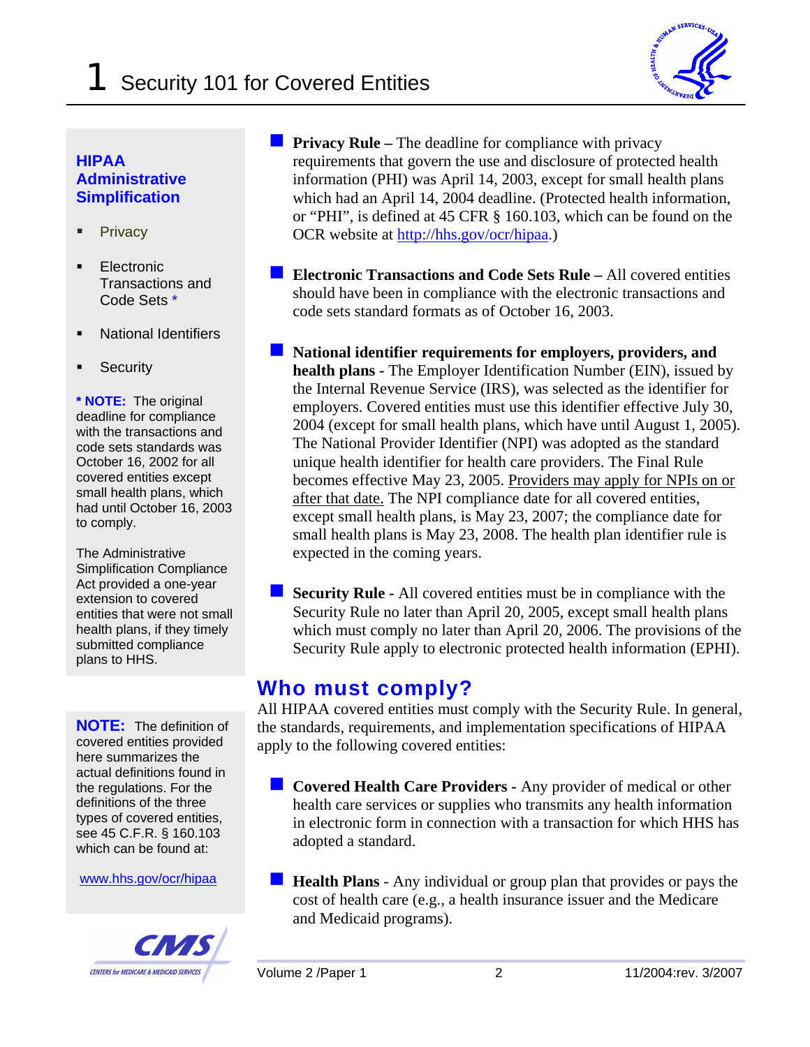### HIPAA Administrative Simplification

- Privacy
- Electronic Transactions and Code Sets *
- National Identifiers
- Security

**\* NOTE:** The original deadline for compliance with the transactions and code sets standards was October 16, 2002 for all covered entities except small health plans, which had until October 16, 2003 to comply.

The Administrative Simplification Compliance Act provided a one-year extension to covered entities that were not small health plans, if they timely submitted compliance plans to HHS.

- **Privacy Rule –** The deadline for compliance with privacy requirements that govern the use and disclosure of protected health information (PHI) was April 14, 2003, except for small health plans which had an April 14, 2004 deadline. (Protected health information, or "PHI", is defined at 45 CFR § 160.103, which can be found on the OCR website at http://hhs.gov/ocr/hipaa.)

- **Electronic Transactions and Code Sets Rule –** All covered entities should have been in compliance with the electronic transactions and code sets standard formats as of October 16, 2003.

- **National identifier requirements for employers, providers, and health plans** - The Employer Identification Number (EIN), issued by the Internal Revenue Service (IRS), was selected as the identifier for employers. Covered entities must use this identifier effective July 30, 2004 (except for small health plans, which have until August 1, 2005). The National Provider Identifier (NPI) was adopted as the standard unique health identifier for health care providers. The Final Rule becomes effective May 23, 2005. Providers may apply for NPIs on or after that date. The NPI compliance date for all covered entities, except small health plans, is May 23, 2007; the compliance date for small health plans is May 23, 2008. The health plan identifier rule is expected in the coming years.

- **Security Rule -** All covered entities must be in compliance with the Security Rule no later than April 20, 2005, except small health plans which must comply no later than April 20, 2006. The provisions of the Security Rule apply to electronic protected health information (EPHI).

## Who must comply?

All HIPAA covered entities must comply with the Security Rule. In general, the standards, requirements, and implementation specifications of HIPAA apply to the following covered entities:

- **Covered Health Care Providers -** Any provider of medical or other health care services or supplies who transmits any health information in electronic form in connection with a transaction for which HHS has adopted a standard.

- **Health Plans** - Any individual or group plan that provides or pays the cost of health care (e.g., a health insurance issuer and the Medicare and Medicaid programs).

**NOTE:** The definition of covered entities provided here summarizes the actual definitions found in the regulations. For the definitions of the three types of covered entities, see 45 C.F.R. § 160.103 which can be found at:

www.hhs.gov/ocr/hipaa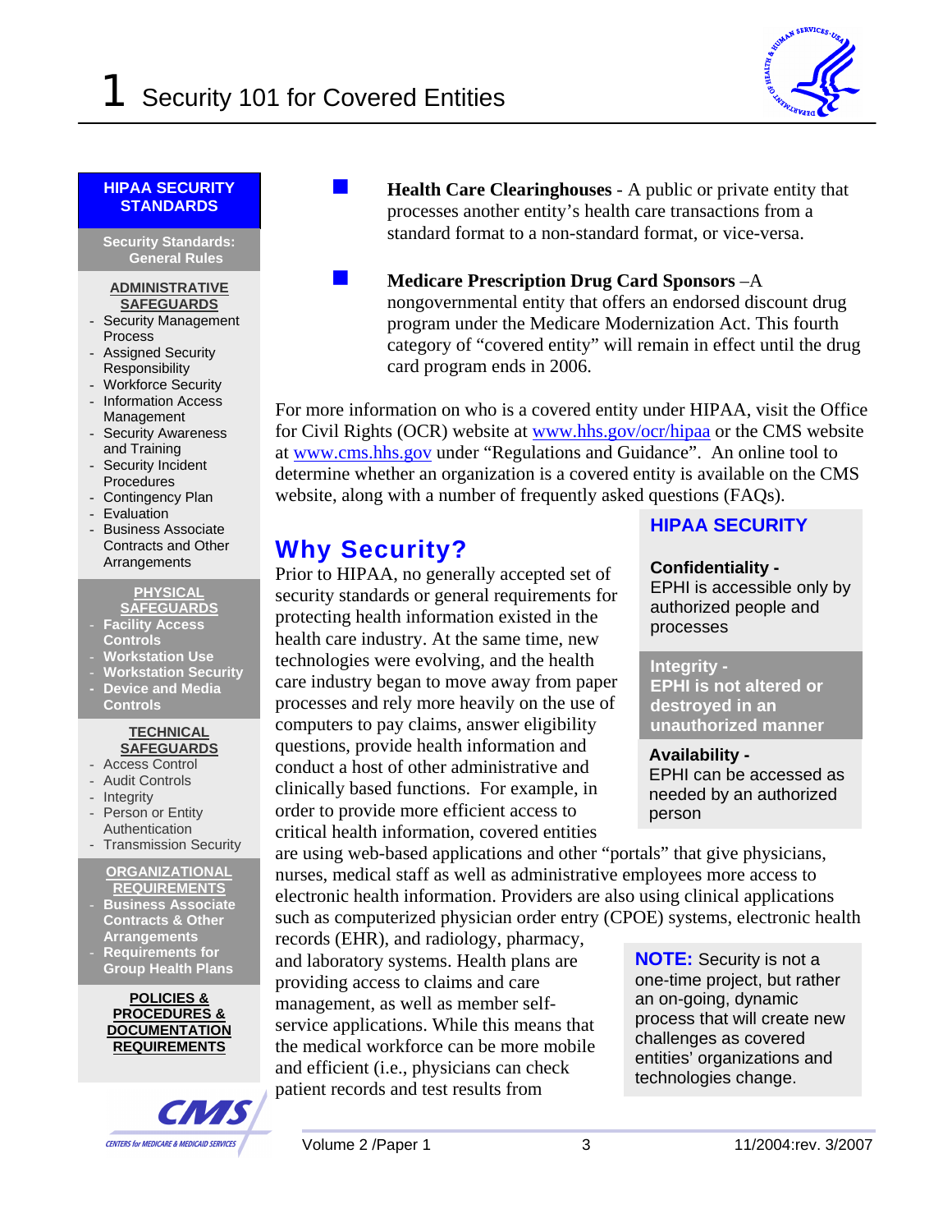**HIPAA SECURITY STANDARDS**

**Security Standards: General Rules**

**ADMINISTRATIVE SAFEGUARDS**
- Security Management Process
- Assigned Security Responsibility
- Workforce Security
- Information Access Management
- Security Awareness and Training
- Security Incident Procedures
- Contingency Plan
- Evaluation
- Business Associate Contracts and Other Arrangements

**PHYSICAL SAFEGUARDS**
- Facility Access Controls
- Workstation Use
- Workstation Security
- Device and Media Controls

**TECHNICAL SAFEGUARDS**
- Access Control
- Audit Controls
- Integrity
- Person or Entity Authentication
- Transmission Security

**ORGANIZATIONAL REQUIREMENTS**
- Business Associate Contracts & Other Arrangements
- Requirements for Group Health Plans

**POLICIES & PROCEDURES & DOCUMENTATION REQUIREMENTS**

- **Health Care Clearinghouses** - A public or private entity that processes another entity's health care transactions from a standard format to a non-standard format, or vice-versa.

- **Medicare Prescription Drug Card Sponsors** –A nongovernmental entity that offers an endorsed discount drug program under the Medicare Modernization Act. This fourth category of "covered entity" will remain in effect until the drug card program ends in 2006.

For more information on who is a covered entity under HIPAA, visit the Office for Civil Rights (OCR) website at www.hhs.gov/ocr/hipaa or the CMS website at www.cms.hhs.gov under "Regulations and Guidance". An online tool to determine whether an organization is a covered entity is available on the CMS website, along with a number of frequently asked questions (FAQs).

## Why Security?

Prior to HIPAA, no generally accepted set of security standards or general requirements for protecting health information existed in the health care industry. At the same time, new technologies were evolving, and the health care industry began to move away from paper processes and rely more heavily on the use of computers to pay claims, answer eligibility questions, provide health information and conduct a host of other administrative and clinically based functions. For example, in order to provide more efficient access to critical health information, covered entities are using web-based applications and other "portals" that give physicians, nurses, medical staff as well as administrative employees more access to electronic health information. Providers are also using clinical applications such as computerized physician order entry (CPOE) systems, electronic health records (EHR), and radiology, pharmacy, and laboratory systems. Health plans are providing access to claims and care management, as well as member self-service applications. While this means that the medical workforce can be more mobile and efficient (i.e., physicians can check patient records and test results from

**HIPAA SECURITY**

**Confidentiality -**
EPHI is accessible only by authorized people and processes

**Integrity -**
**EPHI is not altered or destroyed in an unauthorized manner**

**Availability -**
EPHI can be accessed as needed by an authorized person

**NOTE:** Security is not a one-time project, but rather an on-going, dynamic process that will create new challenges as covered entities' organizations and technologies change.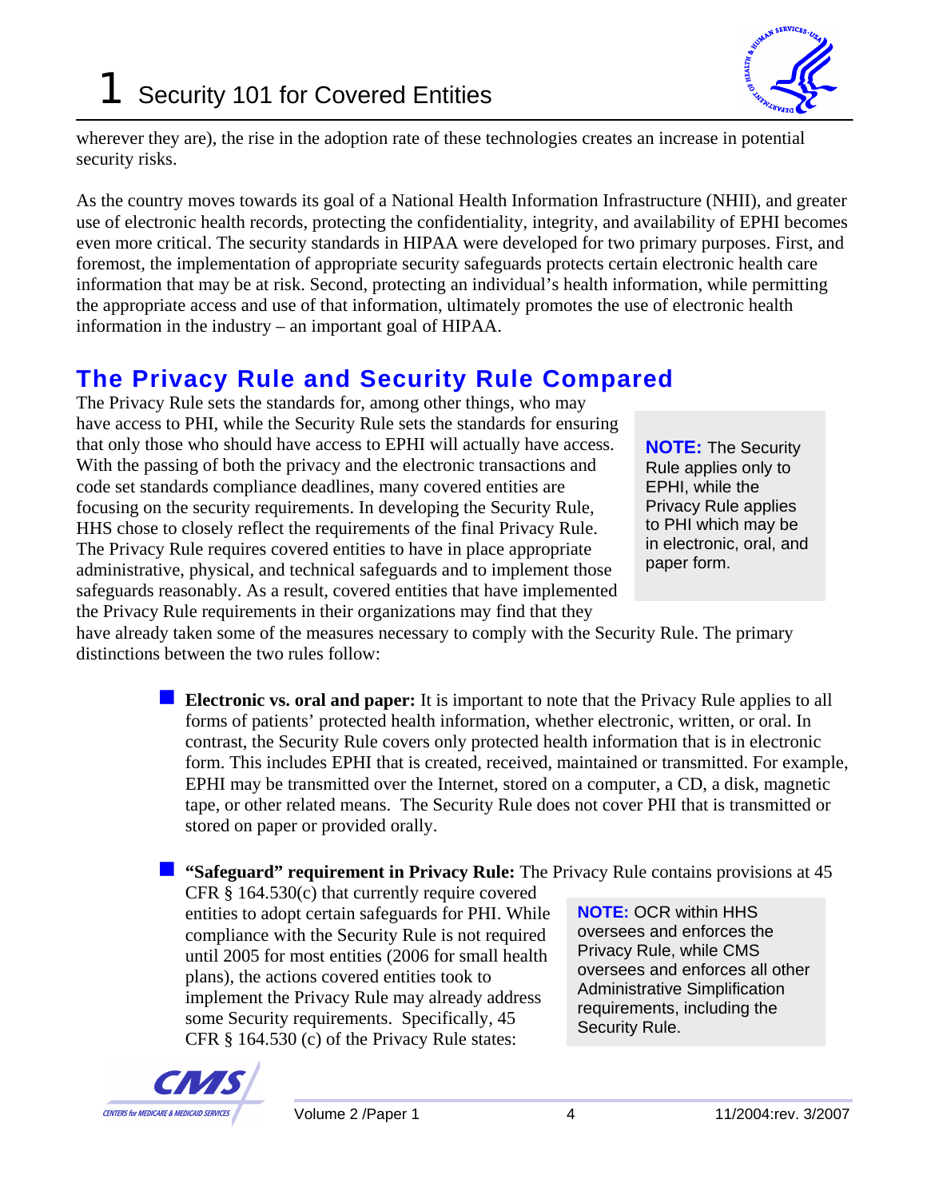wherever they are), the rise in the adoption rate of these technologies creates an increase in potential security risks.

As the country moves towards its goal of a National Health Information Infrastructure (NHII), and greater use of electronic health records, protecting the confidentiality, integrity, and availability of EPHI becomes even more critical. The security standards in HIPAA were developed for two primary purposes. First, and foremost, the implementation of appropriate security safeguards protects certain electronic health care information that may be at risk. Second, protecting an individual's health information, while permitting the appropriate access and use of that information, ultimately promotes the use of electronic health information in the industry – an important goal of HIPAA.

## The Privacy Rule and Security Rule Compared

The Privacy Rule sets the standards for, among other things, who may have access to PHI, while the Security Rule sets the standards for ensuring that only those who should have access to EPHI will actually have access. With the passing of both the privacy and the electronic transactions and code set standards compliance deadlines, many covered entities are focusing on the security requirements. In developing the Security Rule, HHS chose to closely reflect the requirements of the final Privacy Rule. The Privacy Rule requires covered entities to have in place appropriate administrative, physical, and technical safeguards and to implement those safeguards reasonably. As a result, covered entities that have implemented the Privacy Rule requirements in their organizations may find that they have already taken some of the measures necessary to comply with the Security Rule. The primary distinctions between the two rules follow:

> **NOTE:** The Security Rule applies only to EPHI, while the Privacy Rule applies to PHI which may be in electronic, oral, and paper form.

- **Electronic vs. oral and paper:** It is important to note that the Privacy Rule applies to all forms of patients' protected health information, whether electronic, written, or oral. In contrast, the Security Rule covers only protected health information that is in electronic form. This includes EPHI that is created, received, maintained or transmitted. For example, EPHI may be transmitted over the Internet, stored on a computer, a CD, a disk, magnetic tape, or other related means. The Security Rule does not cover PHI that is transmitted or stored on paper or provided orally.

- **"Safeguard" requirement in Privacy Rule:** The Privacy Rule contains provisions at 45 CFR § 164.530(c) that currently require covered entities to adopt certain safeguards for PHI. While compliance with the Security Rule is not required until 2005 for most entities (2006 for small health plans), the actions covered entities took to implement the Privacy Rule may already address some Security requirements. Specifically, 45 CFR § 164.530 (c) of the Privacy Rule states:

> **NOTE:** OCR within HHS oversees and enforces the Privacy Rule, while CMS oversees and enforces all other Administrative Simplification requirements, including the Security Rule.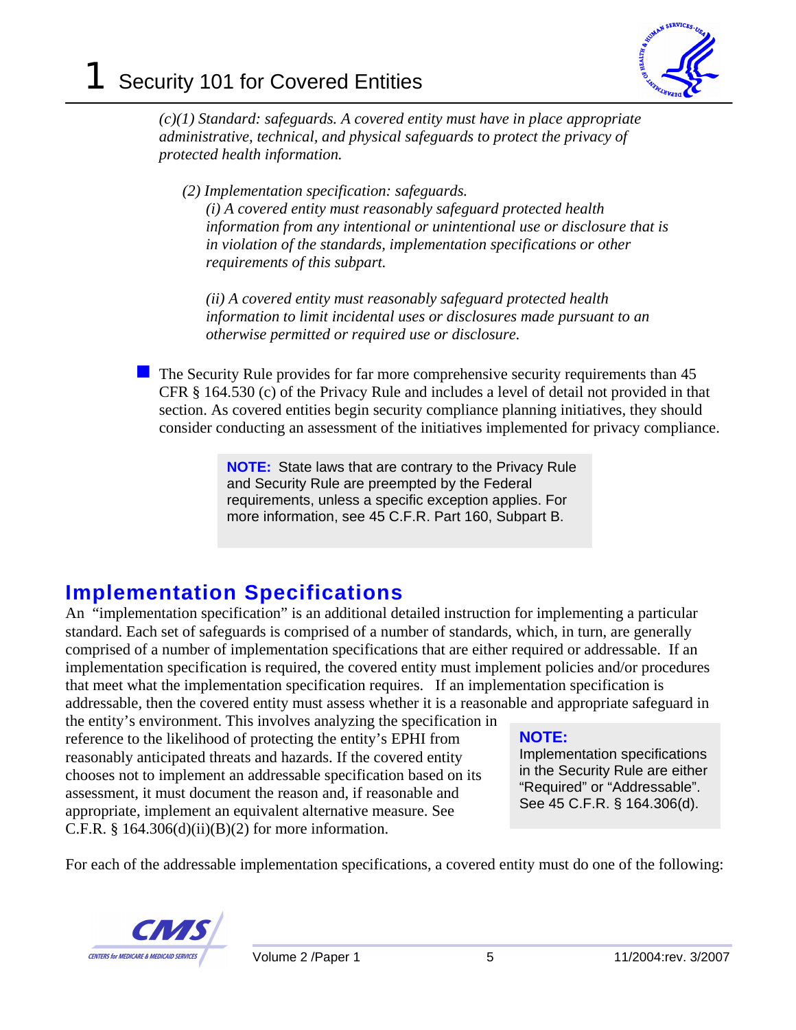*(c)(1) Standard: safeguards. A covered entity must have in place appropriate administrative, technical, and physical safeguards to protect the privacy of protected health information.*

*(2) Implementation specification: safeguards.*
*(i) A covered entity must reasonably safeguard protected health information from any intentional or unintentional use or disclosure that is in violation of the standards, implementation specifications or other requirements of this subpart.*

*(ii) A covered entity must reasonably safeguard protected health information to limit incidental uses or disclosures made pursuant to an otherwise permitted or required use or disclosure.*

- The Security Rule provides for far more comprehensive security requirements than 45 CFR § 164.530 (c) of the Privacy Rule and includes a level of detail not provided in that section. As covered entities begin security compliance planning initiatives, they should consider conducting an assessment of the initiatives implemented for privacy compliance.

> **NOTE:** State laws that are contrary to the Privacy Rule and Security Rule are preempted by the Federal requirements, unless a specific exception applies. For more information, see 45 C.F.R. Part 160, Subpart B.

## Implementation Specifications

An "implementation specification" is an additional detailed instruction for implementing a particular standard. Each set of safeguards is comprised of a number of standards, which, in turn, are generally comprised of a number of implementation specifications that are either required or addressable. If an implementation specification is required, the covered entity must implement policies and/or procedures that meet what the implementation specification requires. If an implementation specification is addressable, then the covered entity must assess whether it is a reasonable and appropriate safeguard in the entity's environment. This involves analyzing the specification in reference to the likelihood of protecting the entity's EPHI from reasonably anticipated threats and hazards. If the covered entity chooses not to implement an addressable specification based on its assessment, it must document the reason and, if reasonable and appropriate, implement an equivalent alternative measure. See C.F.R. § 164.306(d)(ii)(B)(2) for more information.

> **NOTE:**
> Implementation specifications in the Security Rule are either "Required" or "Addressable". See 45 C.F.R. § 164.306(d).

For each of the addressable implementation specifications, a covered entity must do one of the following: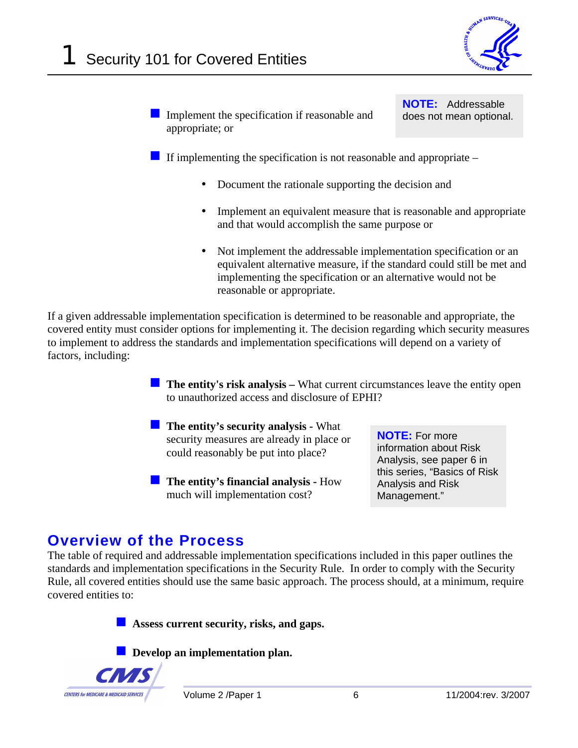- Implement the specification if reasonable and appropriate; or

> **NOTE:** Addressable does not mean optional.

- If implementing the specification is not reasonable and appropriate –
  - Document the rationale supporting the decision and
  - Implement an equivalent measure that is reasonable and appropriate and that would accomplish the same purpose or
  - Not implement the addressable implementation specification or an equivalent alternative measure, if the standard could still be met and implementing the specification or an alternative would not be reasonable or appropriate.

If a given addressable implementation specification is determined to be reasonable and appropriate, the covered entity must consider options for implementing it. The decision regarding which security measures to implement to address the standards and implementation specifications will depend on a variety of factors, including:

- **The entity's risk analysis –** What current circumstances leave the entity open to unauthorized access and disclosure of EPHI?
- **The entity's security analysis -** What security measures are already in place or could reasonably be put into place?
- **The entity's financial analysis -** How much will implementation cost?

> **NOTE:** For more information about Risk Analysis, see paper 6 in this series, "Basics of Risk Analysis and Risk Management."

## Overview of the Process

The table of required and addressable implementation specifications included in this paper outlines the standards and implementation specifications in the Security Rule. In order to comply with the Security Rule, all covered entities should use the same basic approach. The process should, at a minimum, require covered entities to:

- **Assess current security, risks, and gaps.**
- **Develop an implementation plan.**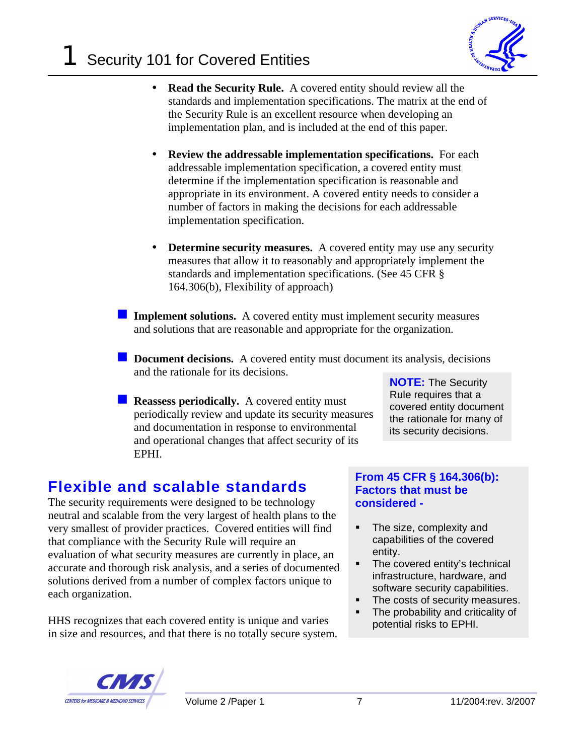- **Read the Security Rule.** A covered entity should review all the standards and implementation specifications. The matrix at the end of the Security Rule is an excellent resource when developing an implementation plan, and is included at the end of this paper.

- **Review the addressable implementation specifications.** For each addressable implementation specification, a covered entity must determine if the implementation specification is reasonable and appropriate in its environment. A covered entity needs to consider a number of factors in making the decisions for each addressable implementation specification.

- **Determine security measures.** A covered entity may use any security measures that allow it to reasonably and appropriately implement the standards and implementation specifications. (See 45 CFR § 164.306(b), Flexibility of approach)

- **Implement solutions.** A covered entity must implement security measures and solutions that are reasonable and appropriate for the organization.

- **Document decisions.** A covered entity must document its analysis, decisions and the rationale for its decisions.

- **Reassess periodically.** A covered entity must periodically review and update its security measures and documentation in response to environmental and operational changes that affect security of its EPHI.

**NOTE:** The Security Rule requires that a covered entity document the rationale for many of its security decisions.

## Flexible and scalable standards

The security requirements were designed to be technology neutral and scalable from the very largest of health plans to the very smallest of provider practices. Covered entities will find that compliance with the Security Rule will require an evaluation of what security measures are currently in place, an accurate and thorough risk analysis, and a series of documented solutions derived from a number of complex factors unique to each organization.

HHS recognizes that each covered entity is unique and varies in size and resources, and that there is no totally secure system.

**From 45 CFR § 164.306(b): Factors that must be considered -**

- The size, complexity and capabilities of the covered entity.
- The covered entity's technical infrastructure, hardware, and software security capabilities.
- The costs of security measures.
- The probability and criticality of potential risks to EPHI.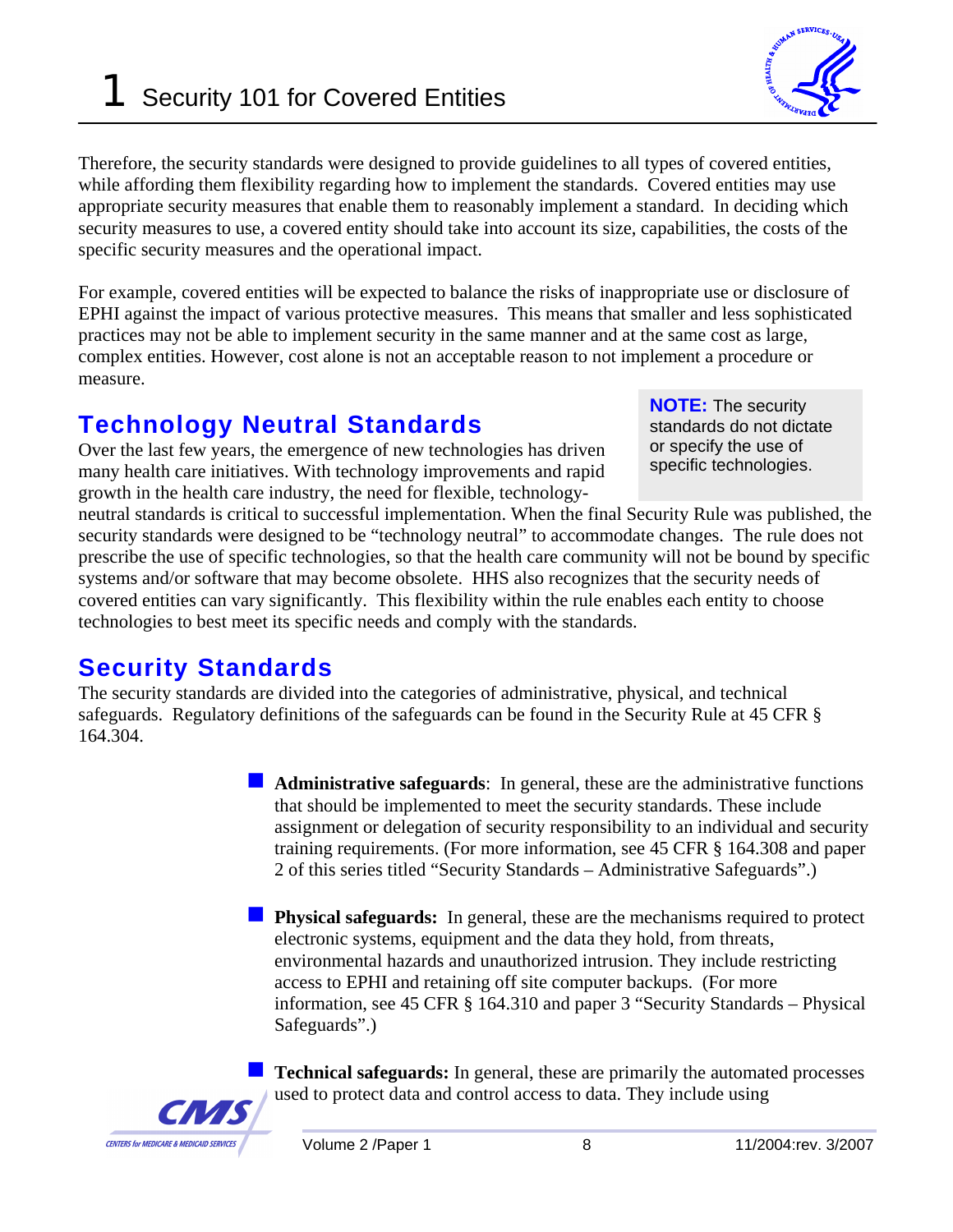Therefore, the security standards were designed to provide guidelines to all types of covered entities, while affording them flexibility regarding how to implement the standards. Covered entities may use appropriate security measures that enable them to reasonably implement a standard. In deciding which security measures to use, a covered entity should take into account its size, capabilities, the costs of the specific security measures and the operational impact.

For example, covered entities will be expected to balance the risks of inappropriate use or disclosure of EPHI against the impact of various protective measures. This means that smaller and less sophisticated practices may not be able to implement security in the same manner and at the same cost as large, complex entities. However, cost alone is not an acceptable reason to not implement a procedure or measure.

## Technology Neutral Standards

> **NOTE:** The security standards do not dictate or specify the use of specific technologies.

Over the last few years, the emergence of new technologies has driven many health care initiatives. With technology improvements and rapid growth in the health care industry, the need for flexible, technology-neutral standards is critical to successful implementation. When the final Security Rule was published, the security standards were designed to be "technology neutral" to accommodate changes. The rule does not prescribe the use of specific technologies, so that the health care community will not be bound by specific systems and/or software that may become obsolete. HHS also recognizes that the security needs of covered entities can vary significantly. This flexibility within the rule enables each entity to choose technologies to best meet its specific needs and comply with the standards.

## Security Standards

The security standards are divided into the categories of administrative, physical, and technical safeguards. Regulatory definitions of the safeguards can be found in the Security Rule at 45 CFR § 164.304.

- **Administrative safeguards**: In general, these are the administrative functions that should be implemented to meet the security standards. These include assignment or delegation of security responsibility to an individual and security training requirements. (For more information, see 45 CFR § 164.308 and paper 2 of this series titled "Security Standards – Administrative Safeguards".)

- **Physical safeguards:** In general, these are the mechanisms required to protect electronic systems, equipment and the data they hold, from threats, environmental hazards and unauthorized intrusion. They include restricting access to EPHI and retaining off site computer backups. (For more information, see 45 CFR § 164.310 and paper 3 "Security Standards – Physical Safeguards".)

- **Technical safeguards:** In general, these are primarily the automated processes used to protect data and control access to data. They include using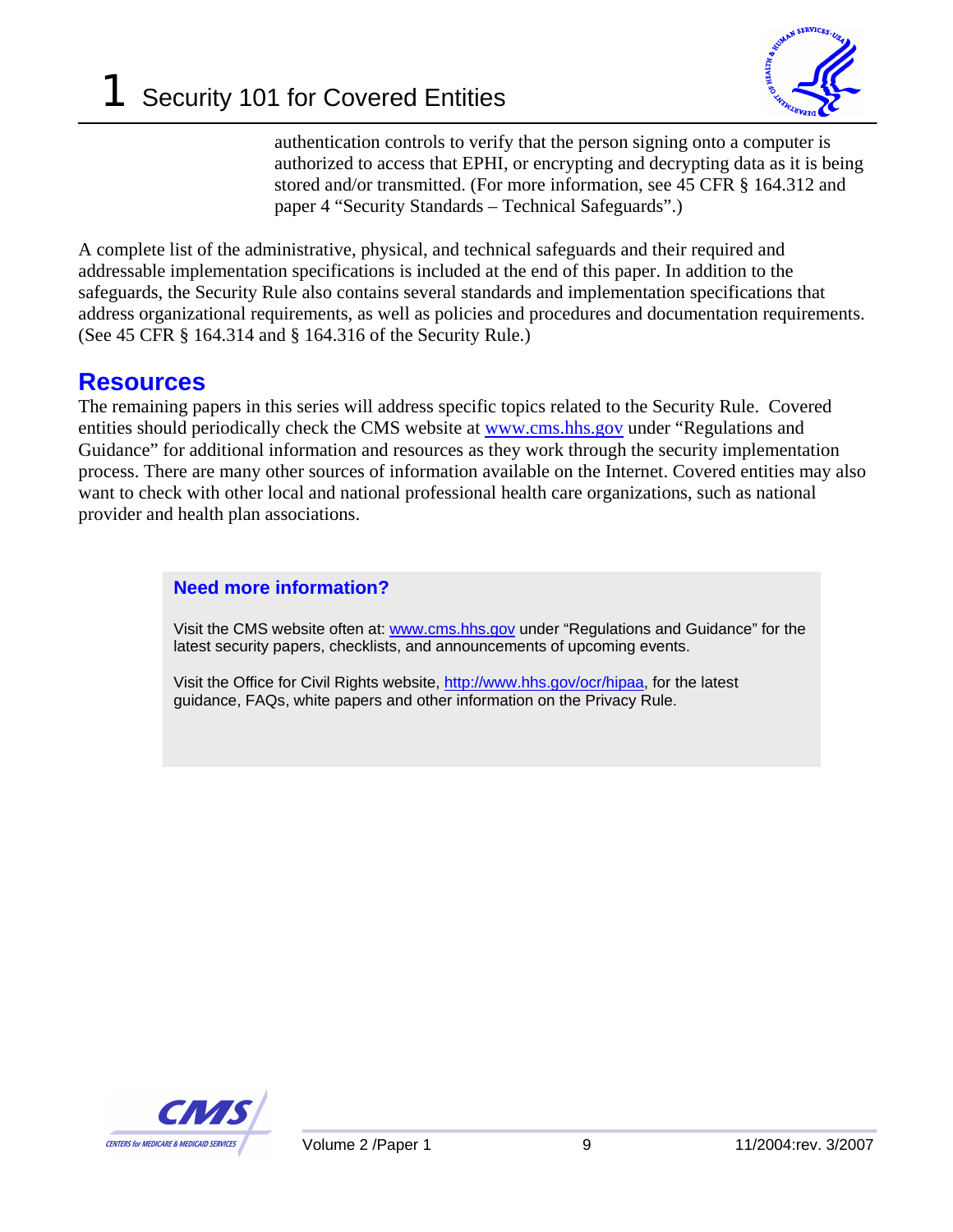authentication controls to verify that the person signing onto a computer is authorized to access that EPHI, or encrypting and decrypting data as it is being stored and/or transmitted. (For more information, see 45 CFR § 164.312 and paper 4 "Security Standards – Technical Safeguards".)

A complete list of the administrative, physical, and technical safeguards and their required and addressable implementation specifications is included at the end of this paper. In addition to the safeguards, the Security Rule also contains several standards and implementation specifications that address organizational requirements, as well as policies and procedures and documentation requirements. (See 45 CFR § 164.314 and § 164.316 of the Security Rule.)

## Resources

The remaining papers in this series will address specific topics related to the Security Rule. Covered entities should periodically check the CMS website at www.cms.hhs.gov under "Regulations and Guidance" for additional information and resources as they work through the security implementation process. There are many other sources of information available on the Internet. Covered entities may also want to check with other local and national professional health care organizations, such as national provider and health plan associations.

### Need more information?

Visit the CMS website often at: www.cms.hhs.gov under "Regulations and Guidance" for the latest security papers, checklists, and announcements of upcoming events.

Visit the Office for Civil Rights website, http://www.hhs.gov/ocr/hipaa, for the latest guidance, FAQs, white papers and other information on the Privacy Rule.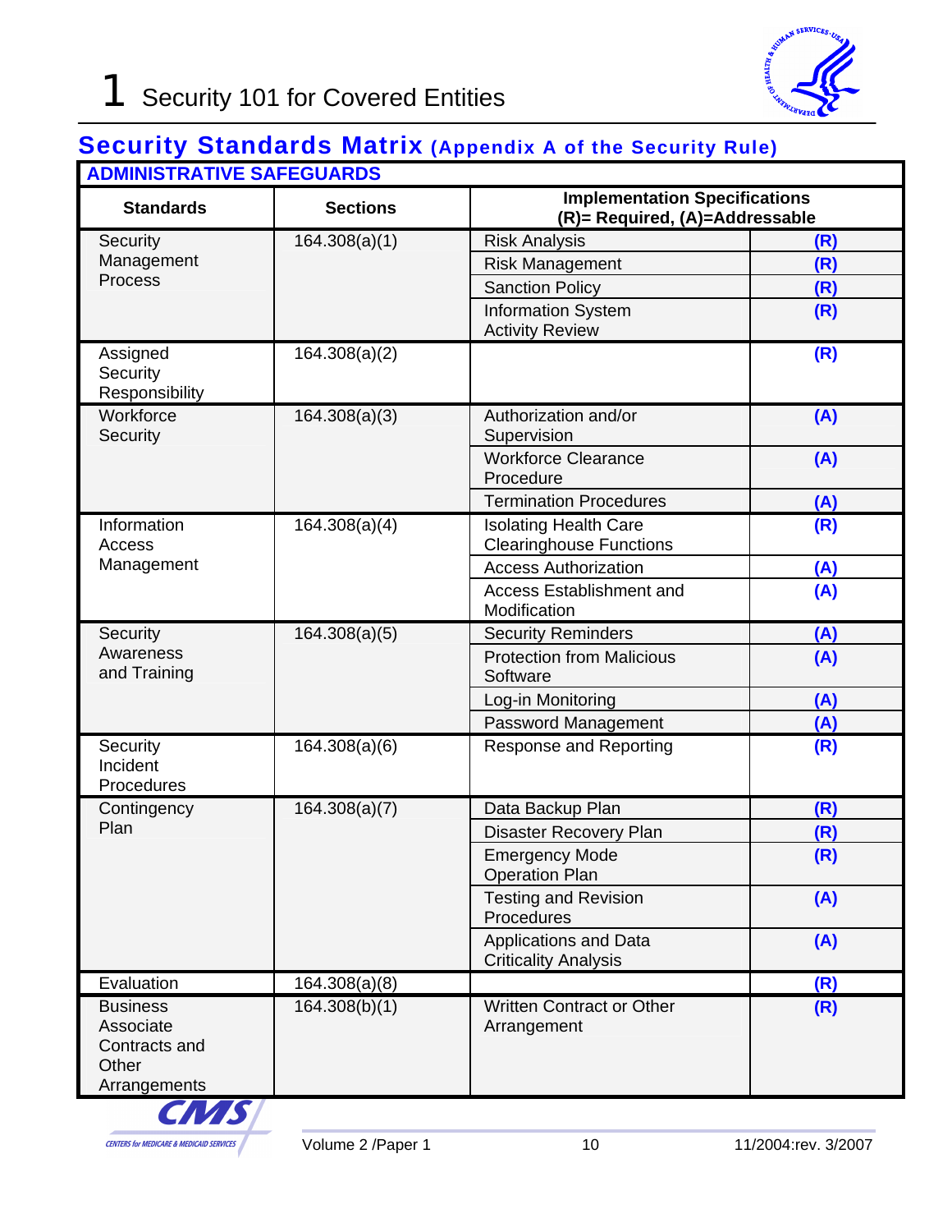# 1 Security 101 for Covered Entities

## Security Standards Matrix (Appendix A of the Security Rule)

| ADMINISTRATIVE SAFEGUARDS | | | |
|---|---|---|---|
| **Standards** | **Sections** | **Implementation Specifications (R)= Required, (A)=Addressable** | |
| Security Management Process | 164.308(a)(1) | Risk Analysis | (R) |
| | | Risk Management | (R) |
| | | Sanction Policy | (R) |
| | | Information System Activity Review | (R) |
| Assigned Security Responsibility | 164.308(a)(2) | | (R) |
| Workforce Security | 164.308(a)(3) | Authorization and/or Supervision | (A) |
| | | Workforce Clearance Procedure | (A) |
| | | Termination Procedures | (A) |
| Information Access Management | 164.308(a)(4) | Isolating Health Care Clearinghouse Functions | (R) |
| | | Access Authorization | (A) |
| | | Access Establishment and Modification | (A) |
| Security Awareness and Training | 164.308(a)(5) | Security Reminders | (A) |
| | | Protection from Malicious Software | (A) |
| | | Log-in Monitoring | (A) |
| | | Password Management | (A) |
| Security Incident Procedures | 164.308(a)(6) | Response and Reporting | (R) |
| Contingency Plan | 164.308(a)(7) | Data Backup Plan | (R) |
| | | Disaster Recovery Plan | (R) |
| | | Emergency Mode Operation Plan | (R) |
| | | Testing and Revision Procedures | (A) |
| | | Applications and Data Criticality Analysis | (A) |
| Evaluation | 164.308(a)(8) | | (R) |
| Business Associate Contracts and Other Arrangements | 164.308(b)(1) | Written Contract or Other Arrangement | (R) |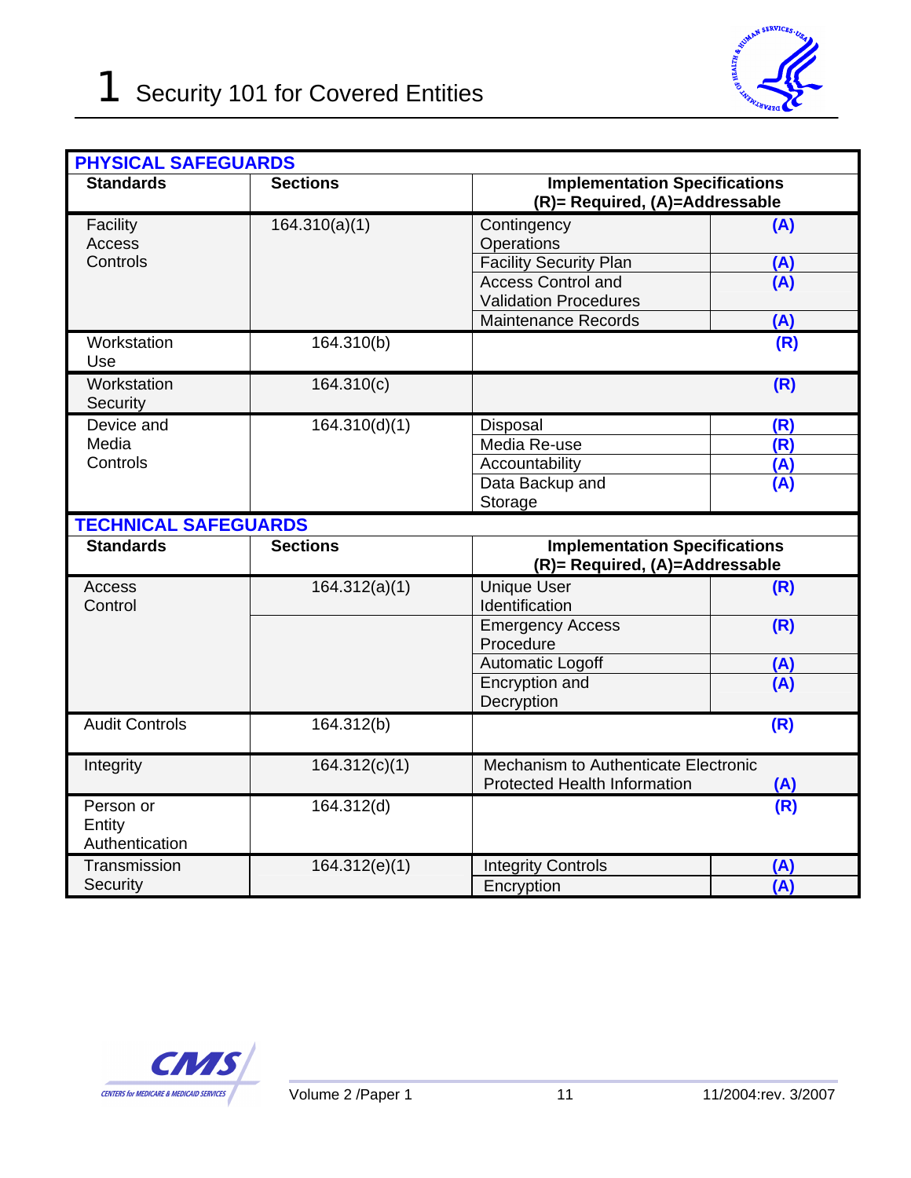| PHYSICAL SAFEGUARDS | | | |
|---|---|---|---|
| **Standards** | **Sections** | **Implementation Specifications (R)= Required, (A)=Addressable** | |
| Facility Access Controls | 164.310(a)(1) | Contingency Operations | **(A)** |
| | | Facility Security Plan | **(A)** |
| | | Access Control and Validation Procedures | **(A)** |
| | | Maintenance Records | **(A)** |
| Workstation Use | 164.310(b) | | **(R)** |
| Workstation Security | 164.310(c) | | **(R)** |
| Device and Media Controls | 164.310(d)(1) | Disposal | **(R)** |
| | | Media Re-use | **(R)** |
| | | Accountability | **(A)** |
| | | Data Backup and Storage | **(A)** |
| **TECHNICAL SAFEGUARDS** | | | |
| **Standards** | **Sections** | **Implementation Specifications (R)= Required, (A)=Addressable** | |
| Access Control | 164.312(a)(1) | Unique User Identification | **(R)** |
| | | Emergency Access Procedure | **(R)** |
| | | Automatic Logoff | **(A)** |
| | | Encryption and Decryption | **(A)** |
| Audit Controls | 164.312(b) | | **(R)** |
| Integrity | 164.312(c)(1) | Mechanism to Authenticate Electronic Protected Health Information | **(A)** |
| Person or Entity Authentication | 164.312(d) | | **(R)** |
| Transmission Security | 164.312(e)(1) | Integrity Controls | **(A)** |
| | | Encryption | **(A)** |